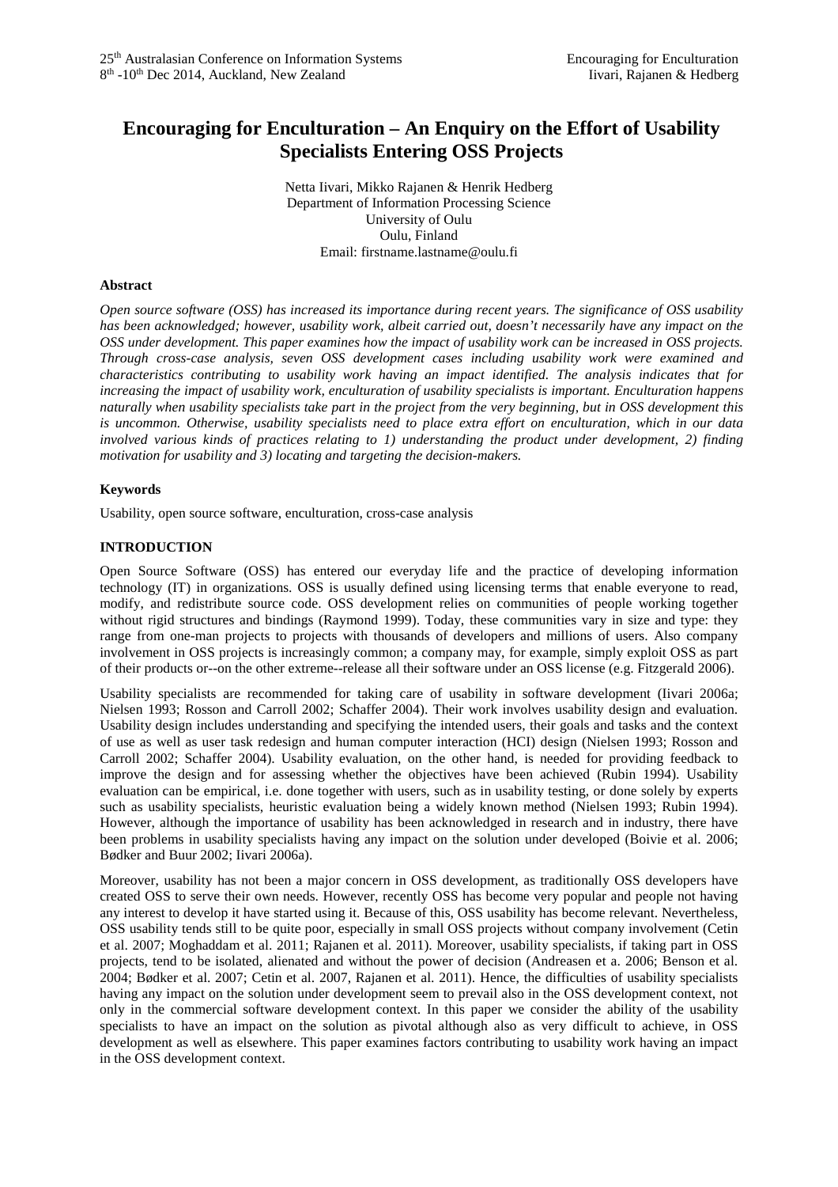# Encouraging for Enculturation – An Enquiry on the Effort of Usability Specialists Entering OSS Projects

Netta Iivari, Mikko Rajanen & Henrik Hedberg
Department of Information Processing Science
University of Oulu
Oulu, Finland
Email: firstname.lastname@oulu.fi

## Abstract

*Open source software (OSS) has increased its importance during recent years. The significance of OSS usability has been acknowledged; however, usability work, albeit carried out, doesn't necessarily have any impact on the OSS under development. This paper examines how the impact of usability work can be increased in OSS projects. Through cross-case analysis, seven OSS development cases including usability work were examined and characteristics contributing to usability work having an impact identified. The analysis indicates that for increasing the impact of usability work, enculturation of usability specialists is important. Enculturation happens naturally when usability specialists take part in the project from the very beginning, but in OSS development this is uncommon. Otherwise, usability specialists need to place extra effort on enculturation, which in our data involved various kinds of practices relating to 1) understanding the product under development, 2) finding motivation for usability and 3) locating and targeting the decision-makers.*

## Keywords

Usability, open source software, enculturation, cross-case analysis

## INTRODUCTION

Open Source Software (OSS) has entered our everyday life and the practice of developing information technology (IT) in organizations. OSS is usually defined using licensing terms that enable everyone to read, modify, and redistribute source code. OSS development relies on communities of people working together without rigid structures and bindings (Raymond 1999). Today, these communities vary in size and type: they range from one-man projects to projects with thousands of developers and millions of users. Also company involvement in OSS projects is increasingly common; a company may, for example, simply exploit OSS as part of their products or--on the other extreme--release all their software under an OSS license (e.g. Fitzgerald 2006).

Usability specialists are recommended for taking care of usability in software development (Iivari 2006a; Nielsen 1993; Rosson and Carroll 2002; Schaffer 2004). Their work involves usability design and evaluation. Usability design includes understanding and specifying the intended users, their goals and tasks and the context of use as well as user task redesign and human computer interaction (HCI) design (Nielsen 1993; Rosson and Carroll 2002; Schaffer 2004). Usability evaluation, on the other hand, is needed for providing feedback to improve the design and for assessing whether the objectives have been achieved (Rubin 1994). Usability evaluation can be empirical, i.e. done together with users, such as in usability testing, or done solely by experts such as usability specialists, heuristic evaluation being a widely known method (Nielsen 1993; Rubin 1994). However, although the importance of usability has been acknowledged in research and in industry, there have been problems in usability specialists having any impact on the solution under developed (Boivie et al. 2006; Bødker and Buur 2002; Iivari 2006a).

Moreover, usability has not been a major concern in OSS development, as traditionally OSS developers have created OSS to serve their own needs. However, recently OSS has become very popular and people not having any interest to develop it have started using it. Because of this, OSS usability has become relevant. Nevertheless, OSS usability tends still to be quite poor, especially in small OSS projects without company involvement (Cetin et al. 2007; Moghaddam et al. 2011; Rajanen et al. 2011). Moreover, usability specialists, if taking part in OSS projects, tend to be isolated, alienated and without the power of decision (Andreasen et a. 2006; Benson et al. 2004; Bødker et al. 2007; Cetin et al. 2007, Rajanen et al. 2011). Hence, the difficulties of usability specialists having any impact on the solution under development seem to prevail also in the OSS development context, not only in the commercial software development context. In this paper we consider the ability of the usability specialists to have an impact on the solution as pivotal although also as very difficult to achieve, in OSS development as well as elsewhere. This paper examines factors contributing to usability work having an impact in the OSS development context.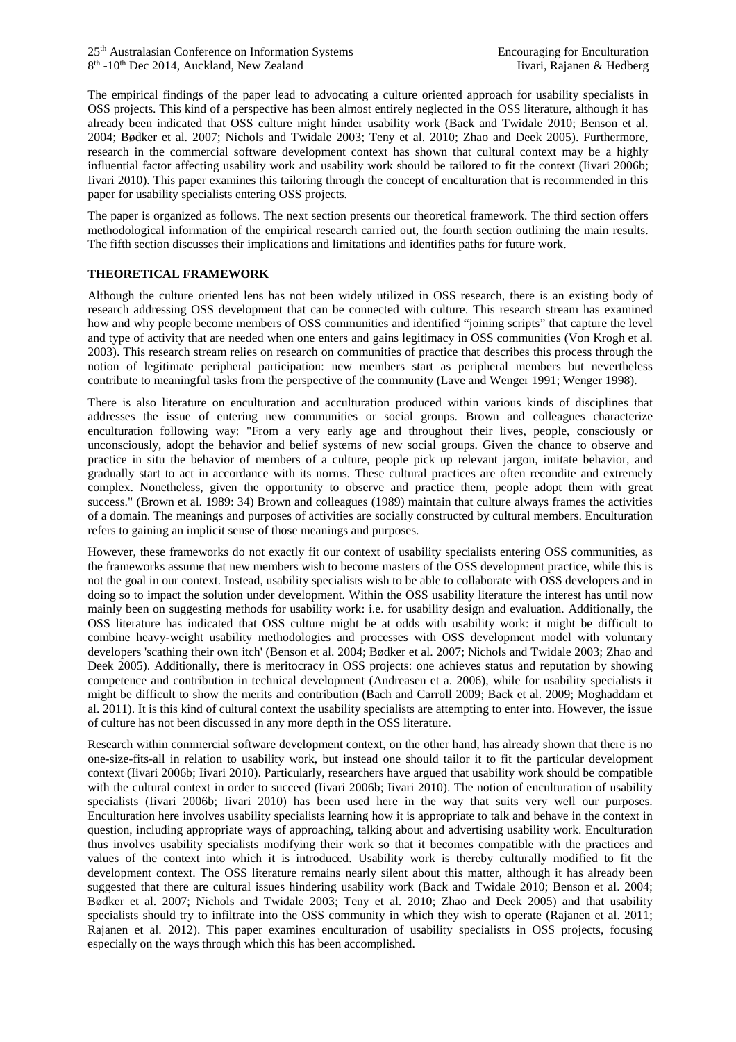The empirical findings of the paper lead to advocating a culture oriented approach for usability specialists in OSS projects. This kind of a perspective has been almost entirely neglected in the OSS literature, although it has already been indicated that OSS culture might hinder usability work (Back and Twidale 2010; Benson et al. 2004; Bødker et al. 2007; Nichols and Twidale 2003; Teny et al. 2010; Zhao and Deek 2005). Furthermore, research in the commercial software development context has shown that cultural context may be a highly influential factor affecting usability work and usability work should be tailored to fit the context (Iivari 2006b; Iivari 2010). This paper examines this tailoring through the concept of enculturation that is recommended in this paper for usability specialists entering OSS projects.

The paper is organized as follows. The next section presents our theoretical framework. The third section offers methodological information of the empirical research carried out, the fourth section outlining the main results. The fifth section discusses their implications and limitations and identifies paths for future work.

## THEORETICAL FRAMEWORK

Although the culture oriented lens has not been widely utilized in OSS research, there is an existing body of research addressing OSS development that can be connected with culture. This research stream has examined how and why people become members of OSS communities and identified "joining scripts" that capture the level and type of activity that are needed when one enters and gains legitimacy in OSS communities (Von Krogh et al. 2003). This research stream relies on research on communities of practice that describes this process through the notion of legitimate peripheral participation: new members start as peripheral members but nevertheless contribute to meaningful tasks from the perspective of the community (Lave and Wenger 1991; Wenger 1998).

There is also literature on enculturation and acculturation produced within various kinds of disciplines that addresses the issue of entering new communities or social groups. Brown and colleagues characterize enculturation following way: "From a very early age and throughout their lives, people, consciously or unconsciously, adopt the behavior and belief systems of new social groups. Given the chance to observe and practice in situ the behavior of members of a culture, people pick up relevant jargon, imitate behavior, and gradually start to act in accordance with its norms. These cultural practices are often recondite and extremely complex. Nonetheless, given the opportunity to observe and practice them, people adopt them with great success." (Brown et al. 1989: 34) Brown and colleagues (1989) maintain that culture always frames the activities of a domain. The meanings and purposes of activities are socially constructed by cultural members. Enculturation refers to gaining an implicit sense of those meanings and purposes.

However, these frameworks do not exactly fit our context of usability specialists entering OSS communities, as the frameworks assume that new members wish to become masters of the OSS development practice, while this is not the goal in our context. Instead, usability specialists wish to be able to collaborate with OSS developers and in doing so to impact the solution under development. Within the OSS usability literature the interest has until now mainly been on suggesting methods for usability work: i.e. for usability design and evaluation. Additionally, the OSS literature has indicated that OSS culture might be at odds with usability work: it might be difficult to combine heavy-weight usability methodologies and processes with OSS development model with voluntary developers 'scathing their own itch' (Benson et al. 2004; Bødker et al. 2007; Nichols and Twidale 2003; Zhao and Deek 2005). Additionally, there is meritocracy in OSS projects: one achieves status and reputation by showing competence and contribution in technical development (Andreasen et a. 2006), while for usability specialists it might be difficult to show the merits and contribution (Bach and Carroll 2009; Back et al. 2009; Moghaddam et al. 2011). It is this kind of cultural context the usability specialists are attempting to enter into. However, the issue of culture has not been discussed in any more depth in the OSS literature.

Research within commercial software development context, on the other hand, has already shown that there is no one-size-fits-all in relation to usability work, but instead one should tailor it to fit the particular development context (Iivari 2006b; Iivari 2010). Particularly, researchers have argued that usability work should be compatible with the cultural context in order to succeed (Iivari 2006b; Iivari 2010). The notion of enculturation of usability specialists (Iivari 2006b; Iivari 2010) has been used here in the way that suits very well our purposes. Enculturation here involves usability specialists learning how it is appropriate to talk and behave in the context in question, including appropriate ways of approaching, talking about and advertising usability work. Enculturation thus involves usability specialists modifying their work so that it becomes compatible with the practices and values of the context into which it is introduced. Usability work is thereby culturally modified to fit the development context. The OSS literature remains nearly silent about this matter, although it has already been suggested that there are cultural issues hindering usability work (Back and Twidale 2010; Benson et al. 2004; Bødker et al. 2007; Nichols and Twidale 2003; Teny et al. 2010; Zhao and Deek 2005) and that usability specialists should try to infiltrate into the OSS community in which they wish to operate (Rajanen et al. 2011; Rajanen et al. 2012). This paper examines enculturation of usability specialists in OSS projects, focusing especially on the ways through which this has been accomplished.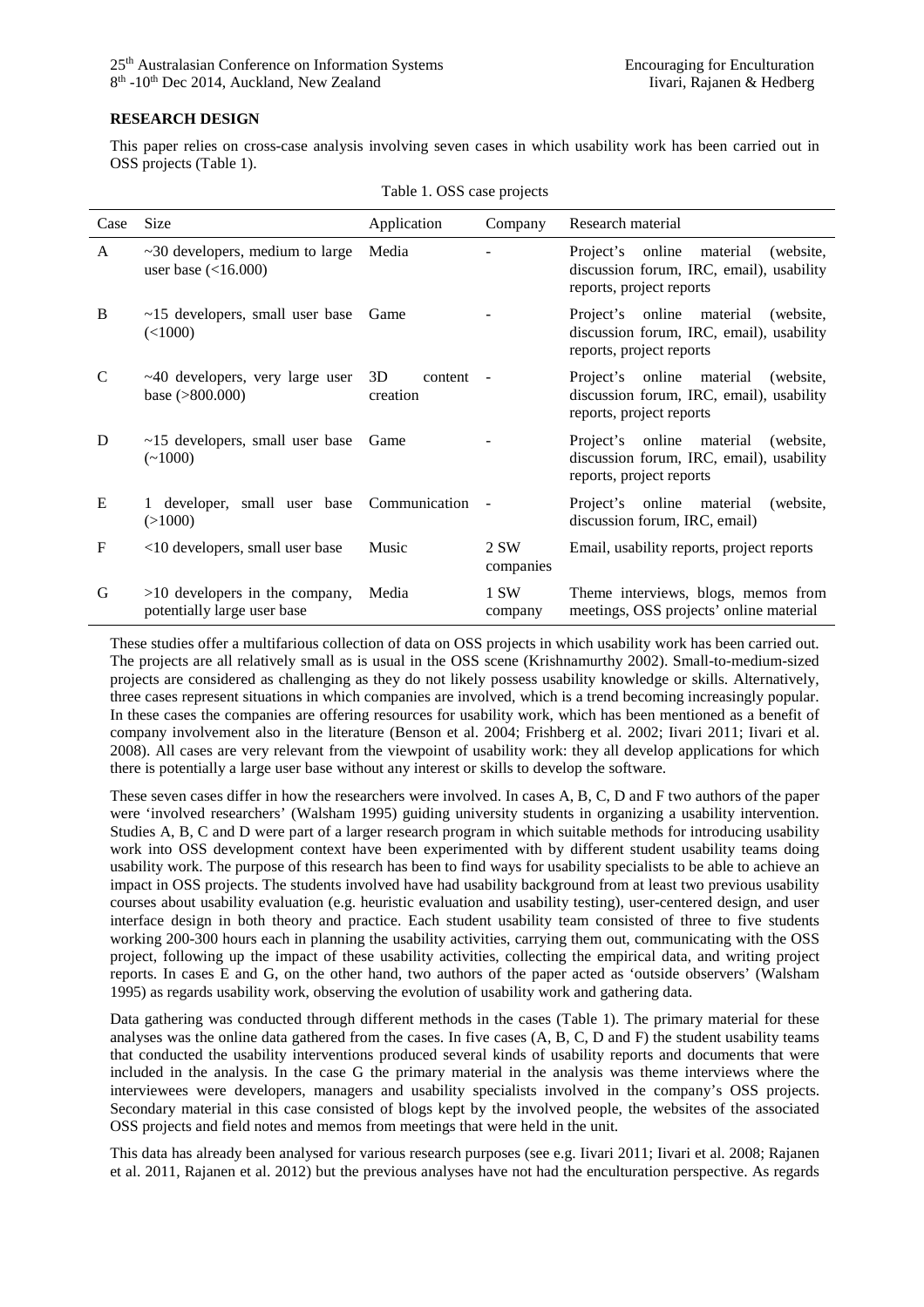## RESEARCH DESIGN

This paper relies on cross-case analysis involving seven cases in which usability work has been carried out in OSS projects (Table 1).

Table 1. OSS case projects

| Case | Size | Application | Company | Research material |
|---|---|---|---|---|
| A | ~30 developers, medium to large user base (<16.000) | Media | - | Project's online material (website, discussion forum, IRC, email), usability reports, project reports |
| B | ~15 developers, small user base (<1000) | Game | - | Project's online material (website, discussion forum, IRC, email), usability reports, project reports |
| C | ~40 developers, very large user base (>800.000) | 3D content creation | - | Project's online material (website, discussion forum, IRC, email), usability reports, project reports |
| D | ~15 developers, small user base (~1000) | Game | - | Project's online material (website, discussion forum, IRC, email), usability reports, project reports |
| E | 1 developer, small user base (>1000) | Communication | - | Project's online material (website, discussion forum, IRC, email) |
| F | <10 developers, small user base | Music | 2 SW companies | Email, usability reports, project reports |
| G | >10 developers in the company, potentially large user base | Media | 1 SW company | Theme interviews, blogs, memos from meetings, OSS projects' online material |

These studies offer a multifarious collection of data on OSS projects in which usability work has been carried out. The projects are all relatively small as is usual in the OSS scene (Krishnamurthy 2002). Small-to-medium-sized projects are considered as challenging as they do not likely possess usability knowledge or skills. Alternatively, three cases represent situations in which companies are involved, which is a trend becoming increasingly popular. In these cases the companies are offering resources for usability work, which has been mentioned as a benefit of company involvement also in the literature (Benson et al. 2004; Frishberg et al. 2002; Iivari 2011; Iivari et al. 2008). All cases are very relevant from the viewpoint of usability work: they all develop applications for which there is potentially a large user base without any interest or skills to develop the software.

These seven cases differ in how the researchers were involved. In cases A, B, C, D and F two authors of the paper were 'involved researchers' (Walsham 1995) guiding university students in organizing a usability intervention. Studies A, B, C and D were part of a larger research program in which suitable methods for introducing usability work into OSS development context have been experimented with by different student usability teams doing usability work. The purpose of this research has been to find ways for usability specialists to be able to achieve an impact in OSS projects. The students involved have had usability background from at least two previous usability courses about usability evaluation (e.g. heuristic evaluation and usability testing), user-centered design, and user interface design in both theory and practice. Each student usability team consisted of three to five students working 200-300 hours each in planning the usability activities, carrying them out, communicating with the OSS project, following up the impact of these usability activities, collecting the empirical data, and writing project reports. In cases E and G, on the other hand, two authors of the paper acted as 'outside observers' (Walsham 1995) as regards usability work, observing the evolution of usability work and gathering data.

Data gathering was conducted through different methods in the cases (Table 1). The primary material for these analyses was the online data gathered from the cases. In five cases (A, B, C, D and F) the student usability teams that conducted the usability interventions produced several kinds of usability reports and documents that were included in the analysis. In the case G the primary material in the analysis was theme interviews where the interviewees were developers, managers and usability specialists involved in the company's OSS projects. Secondary material in this case consisted of blogs kept by the involved people, the websites of the associated OSS projects and field notes and memos from meetings that were held in the unit.

This data has already been analysed for various research purposes (see e.g. Iivari 2011; Iivari et al. 2008; Rajanen et al. 2011, Rajanen et al. 2012) but the previous analyses have not had the enculturation perspective. As regards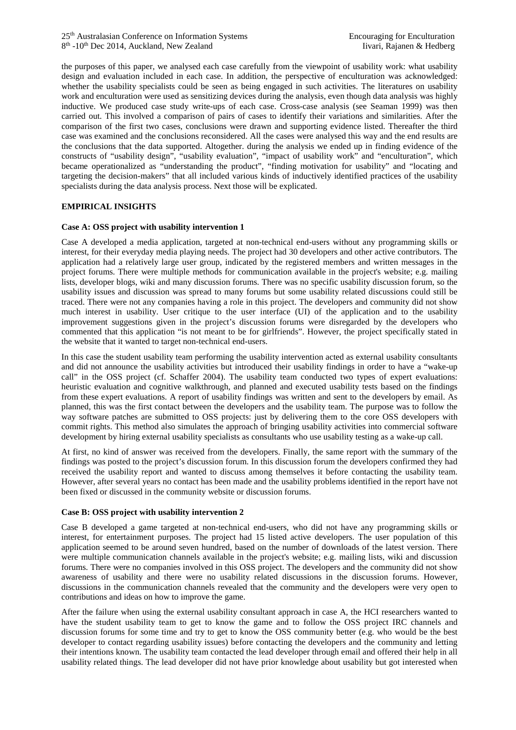the purposes of this paper, we analysed each case carefully from the viewpoint of usability work: what usability design and evaluation included in each case. In addition, the perspective of enculturation was acknowledged: whether the usability specialists could be seen as being engaged in such activities. The literatures on usability work and enculturation were used as sensitizing devices during the analysis, even though data analysis was highly inductive. We produced case study write-ups of each case. Cross-case analysis (see Seaman 1999) was then carried out. This involved a comparison of pairs of cases to identify their variations and similarities. After the comparison of the first two cases, conclusions were drawn and supporting evidence listed. Thereafter the third case was examined and the conclusions reconsidered. All the cases were analysed this way and the end results are the conclusions that the data supported. Altogether. during the analysis we ended up in finding evidence of the constructs of "usability design", "usability evaluation", "impact of usability work" and "enculturation", which became operationalized as "understanding the product", "finding motivation for usability" and "locating and targeting the decision-makers" that all included various kinds of inductively identified practices of the usability specialists during the data analysis process. Next those will be explicated.

## EMPIRICAL INSIGHTS

### Case A: OSS project with usability intervention 1

Case A developed a media application, targeted at non-technical end-users without any programming skills or interest, for their everyday media playing needs. The project had 30 developers and other active contributors. The application had a relatively large user group, indicated by the registered members and written messages in the project forums. There were multiple methods for communication available in the project's website; e.g. mailing lists, developer blogs, wiki and many discussion forums. There was no specific usability discussion forum, so the usability issues and discussion was spread to many forums but some usability related discussions could still be traced. There were not any companies having a role in this project. The developers and community did not show much interest in usability. User critique to the user interface (UI) of the application and to the usability improvement suggestions given in the project's discussion forums were disregarded by the developers who commented that this application "is not meant to be for girlfriends". However, the project specifically stated in the website that it wanted to target non-technical end-users.

In this case the student usability team performing the usability intervention acted as external usability consultants and did not announce the usability activities but introduced their usability findings in order to have a "wake-up call" in the OSS project (cf. Schaffer 2004). The usability team conducted two types of expert evaluations: heuristic evaluation and cognitive walkthrough, and planned and executed usability tests based on the findings from these expert evaluations. A report of usability findings was written and sent to the developers by email. As planned, this was the first contact between the developers and the usability team. The purpose was to follow the way software patches are submitted to OSS projects: just by delivering them to the core OSS developers with commit rights. This method also simulates the approach of bringing usability activities into commercial software development by hiring external usability specialists as consultants who use usability testing as a wake-up call.

At first, no kind of answer was received from the developers. Finally, the same report with the summary of the findings was posted to the project's discussion forum. In this discussion forum the developers confirmed they had received the usability report and wanted to discuss among themselves it before contacting the usability team. However, after several years no contact has been made and the usability problems identified in the report have not been fixed or discussed in the community website or discussion forums.

### Case B: OSS project with usability intervention 2

Case B developed a game targeted at non-technical end-users, who did not have any programming skills or interest, for entertainment purposes. The project had 15 listed active developers. The user population of this application seemed to be around seven hundred, based on the number of downloads of the latest version. There were multiple communication channels available in the project's website; e.g. mailing lists, wiki and discussion forums. There were no companies involved in this OSS project. The developers and the community did not show awareness of usability and there were no usability related discussions in the discussion forums. However, discussions in the communication channels revealed that the community and the developers were very open to contributions and ideas on how to improve the game.

After the failure when using the external usability consultant approach in case A, the HCI researchers wanted to have the student usability team to get to know the game and to follow the OSS project IRC channels and discussion forums for some time and try to get to know the OSS community better (e.g. who would be the best developer to contact regarding usability issues) before contacting the developers and the community and letting their intentions known. The usability team contacted the lead developer through email and offered their help in all usability related things. The lead developer did not have prior knowledge about usability but got interested when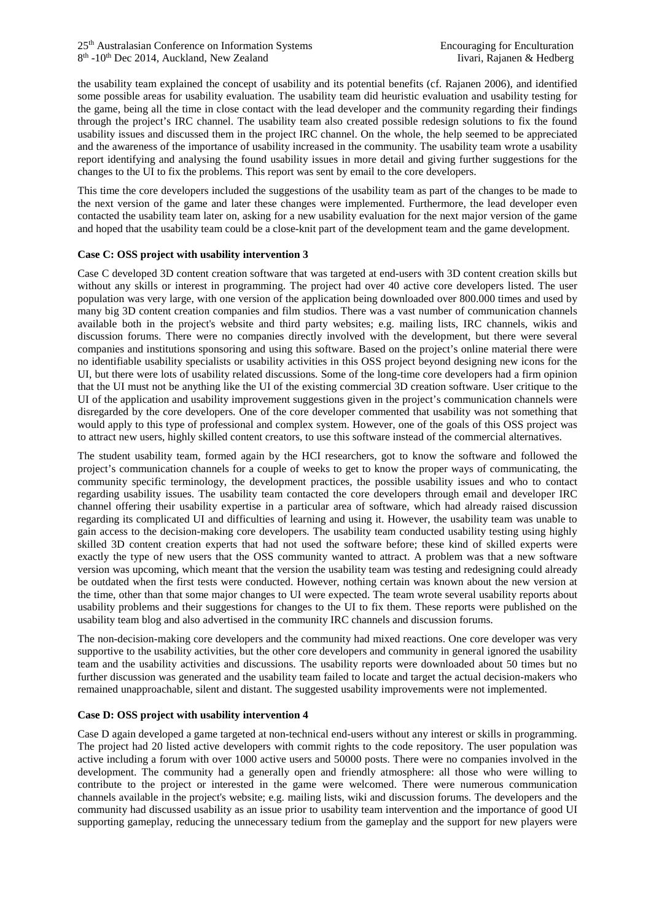the usability team explained the concept of usability and its potential benefits (cf. Rajanen 2006), and identified some possible areas for usability evaluation. The usability team did heuristic evaluation and usability testing for the game, being all the time in close contact with the lead developer and the community regarding their findings through the project's IRC channel. The usability team also created possible redesign solutions to fix the found usability issues and discussed them in the project IRC channel. On the whole, the help seemed to be appreciated and the awareness of the importance of usability increased in the community. The usability team wrote a usability report identifying and analysing the found usability issues in more detail and giving further suggestions for the changes to the UI to fix the problems. This report was sent by email to the core developers.

This time the core developers included the suggestions of the usability team as part of the changes to be made to the next version of the game and later these changes were implemented. Furthermore, the lead developer even contacted the usability team later on, asking for a new usability evaluation for the next major version of the game and hoped that the usability team could be a close-knit part of the development team and the game development.

**Case C: OSS project with usability intervention 3**

Case C developed 3D content creation software that was targeted at end-users with 3D content creation skills but without any skills or interest in programming. The project had over 40 active core developers listed. The user population was very large, with one version of the application being downloaded over 800.000 times and used by many big 3D content creation companies and film studios. There was a vast number of communication channels available both in the project's website and third party websites; e.g. mailing lists, IRC channels, wikis and discussion forums. There were no companies directly involved with the development, but there were several companies and institutions sponsoring and using this software. Based on the project's online material there were no identifiable usability specialists or usability activities in this OSS project beyond designing new icons for the UI, but there were lots of usability related discussions. Some of the long-time core developers had a firm opinion that the UI must not be anything like the UI of the existing commercial 3D creation software. User critique to the UI of the application and usability improvement suggestions given in the project's communication channels were disregarded by the core developers. One of the core developer commented that usability was not something that would apply to this type of professional and complex system. However, one of the goals of this OSS project was to attract new users, highly skilled content creators, to use this software instead of the commercial alternatives.

The student usability team, formed again by the HCI researchers, got to know the software and followed the project's communication channels for a couple of weeks to get to know the proper ways of communicating, the community specific terminology, the development practices, the possible usability issues and who to contact regarding usability issues. The usability team contacted the core developers through email and developer IRC channel offering their usability expertise in a particular area of software, which had already raised discussion regarding its complicated UI and difficulties of learning and using it. However, the usability team was unable to gain access to the decision-making core developers. The usability team conducted usability testing using highly skilled 3D content creation experts that had not used the software before; these kind of skilled experts were exactly the type of new users that the OSS community wanted to attract. A problem was that a new software version was upcoming, which meant that the version the usability team was testing and redesigning could already be outdated when the first tests were conducted. However, nothing certain was known about the new version at the time, other than that some major changes to UI were expected. The team wrote several usability reports about usability problems and their suggestions for changes to the UI to fix them. These reports were published on the usability team blog and also advertised in the community IRC channels and discussion forums.

The non-decision-making core developers and the community had mixed reactions. One core developer was very supportive to the usability activities, but the other core developers and community in general ignored the usability team and the usability activities and discussions. The usability reports were downloaded about 50 times but no further discussion was generated and the usability team failed to locate and target the actual decision-makers who remained unapproachable, silent and distant. The suggested usability improvements were not implemented.

**Case D: OSS project with usability intervention 4**

Case D again developed a game targeted at non-technical end-users without any interest or skills in programming. The project had 20 listed active developers with commit rights to the code repository. The user population was active including a forum with over 1000 active users and 50000 posts. There were no companies involved in the development. The community had a generally open and friendly atmosphere: all those who were willing to contribute to the project or interested in the game were welcomed. There were numerous communication channels available in the project's website; e.g. mailing lists, wiki and discussion forums. The developers and the community had discussed usability as an issue prior to usability team intervention and the importance of good UI supporting gameplay, reducing the unnecessary tedium from the gameplay and the support for new players were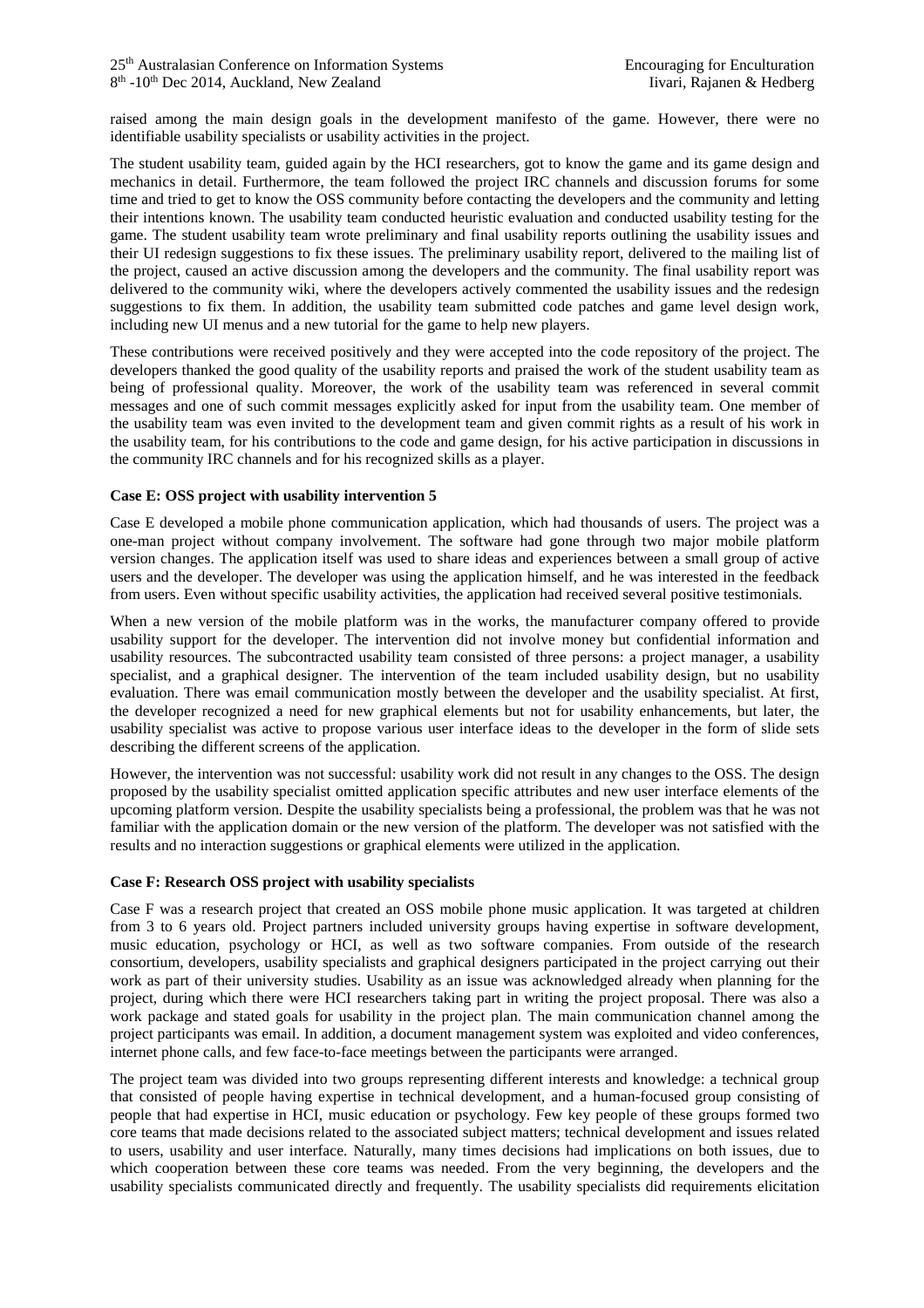raised among the main design goals in the development manifesto of the game. However, there were no identifiable usability specialists or usability activities in the project.

The student usability team, guided again by the HCI researchers, got to know the game and its game design and mechanics in detail. Furthermore, the team followed the project IRC channels and discussion forums for some time and tried to get to know the OSS community before contacting the developers and the community and letting their intentions known. The usability team conducted heuristic evaluation and conducted usability testing for the game. The student usability team wrote preliminary and final usability reports outlining the usability issues and their UI redesign suggestions to fix these issues. The preliminary usability report, delivered to the mailing list of the project, caused an active discussion among the developers and the community. The final usability report was delivered to the community wiki, where the developers actively commented the usability issues and the redesign suggestions to fix them. In addition, the usability team submitted code patches and game level design work, including new UI menus and a new tutorial for the game to help new players.

These contributions were received positively and they were accepted into the code repository of the project. The developers thanked the good quality of the usability reports and praised the work of the student usability team as being of professional quality. Moreover, the work of the usability team was referenced in several commit messages and one of such commit messages explicitly asked for input from the usability team. One member of the usability team was even invited to the development team and given commit rights as a result of his work in the usability team, for his contributions to the code and game design, for his active participation in discussions in the community IRC channels and for his recognized skills as a player.

**Case E: OSS project with usability intervention 5**

Case E developed a mobile phone communication application, which had thousands of users. The project was a one-man project without company involvement. The software had gone through two major mobile platform version changes. The application itself was used to share ideas and experiences between a small group of active users and the developer. The developer was using the application himself, and he was interested in the feedback from users. Even without specific usability activities, the application had received several positive testimonials.

When a new version of the mobile platform was in the works, the manufacturer company offered to provide usability support for the developer. The intervention did not involve money but confidential information and usability resources. The subcontracted usability team consisted of three persons: a project manager, a usability specialist, and a graphical designer. The intervention of the team included usability design, but no usability evaluation. There was email communication mostly between the developer and the usability specialist. At first, the developer recognized a need for new graphical elements but not for usability enhancements, but later, the usability specialist was active to propose various user interface ideas to the developer in the form of slide sets describing the different screens of the application.

However, the intervention was not successful: usability work did not result in any changes to the OSS. The design proposed by the usability specialist omitted application specific attributes and new user interface elements of the upcoming platform version. Despite the usability specialists being a professional, the problem was that he was not familiar with the application domain or the new version of the platform. The developer was not satisfied with the results and no interaction suggestions or graphical elements were utilized in the application.

**Case F: Research OSS project with usability specialists**

Case F was a research project that created an OSS mobile phone music application. It was targeted at children from 3 to 6 years old. Project partners included university groups having expertise in software development, music education, psychology or HCI, as well as two software companies. From outside of the research consortium, developers, usability specialists and graphical designers participated in the project carrying out their work as part of their university studies. Usability as an issue was acknowledged already when planning for the project, during which there were HCI researchers taking part in writing the project proposal. There was also a work package and stated goals for usability in the project plan. The main communication channel among the project participants was email. In addition, a document management system was exploited and video conferences, internet phone calls, and few face-to-face meetings between the participants were arranged.

The project team was divided into two groups representing different interests and knowledge: a technical group that consisted of people having expertise in technical development, and a human-focused group consisting of people that had expertise in HCI, music education or psychology. Few key people of these groups formed two core teams that made decisions related to the associated subject matters; technical development and issues related to users, usability and user interface. Naturally, many times decisions had implications on both issues, due to which cooperation between these core teams was needed. From the very beginning, the developers and the usability specialists communicated directly and frequently. The usability specialists did requirements elicitation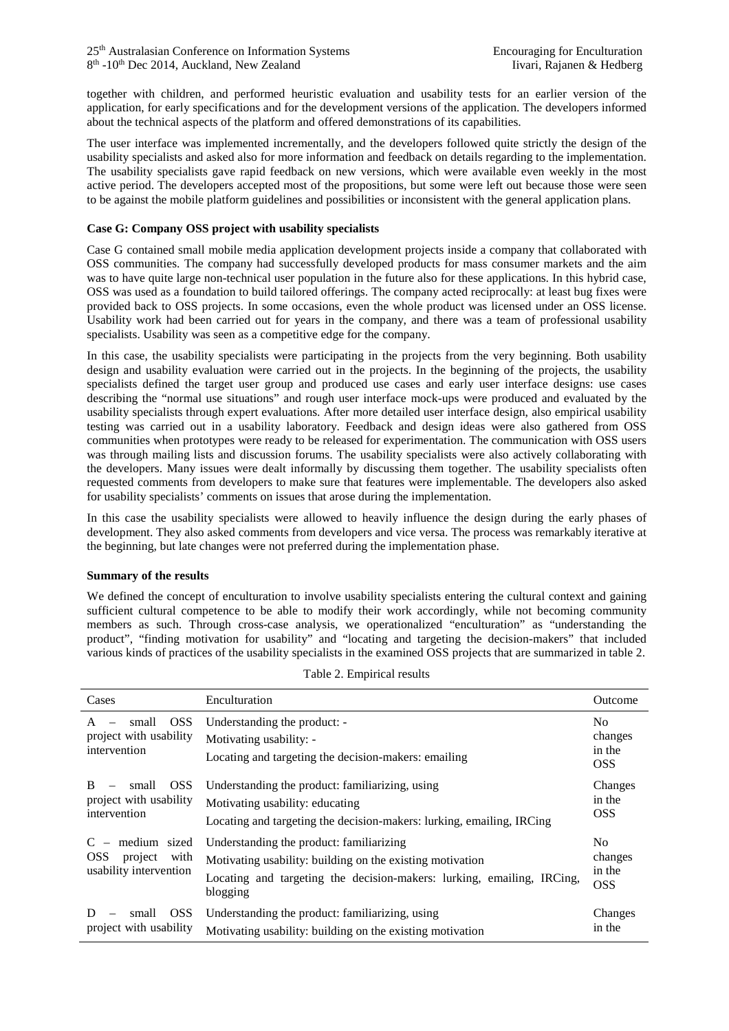together with children, and performed heuristic evaluation and usability tests for an earlier version of the application, for early specifications and for the development versions of the application. The developers informed about the technical aspects of the platform and offered demonstrations of its capabilities.

The user interface was implemented incrementally, and the developers followed quite strictly the design of the usability specialists and asked also for more information and feedback on details regarding to the implementation. The usability specialists gave rapid feedback on new versions, which were available even weekly in the most active period. The developers accepted most of the propositions, but some were left out because those were seen to be against the mobile platform guidelines and possibilities or inconsistent with the general application plans.

**Case G: Company OSS project with usability specialists**

Case G contained small mobile media application development projects inside a company that collaborated with OSS communities. The company had successfully developed products for mass consumer markets and the aim was to have quite large non-technical user population in the future also for these applications. In this hybrid case, OSS was used as a foundation to build tailored offerings. The company acted reciprocally: at least bug fixes were provided back to OSS projects. In some occasions, even the whole product was licensed under an OSS license. Usability work had been carried out for years in the company, and there was a team of professional usability specialists. Usability was seen as a competitive edge for the company.

In this case, the usability specialists were participating in the projects from the very beginning. Both usability design and usability evaluation were carried out in the projects. In the beginning of the projects, the usability specialists defined the target user group and produced use cases and early user interface designs: use cases describing the "normal use situations" and rough user interface mock-ups were produced and evaluated by the usability specialists through expert evaluations. After more detailed user interface design, also empirical usability testing was carried out in a usability laboratory. Feedback and design ideas were also gathered from OSS communities when prototypes were ready to be released for experimentation. The communication with OSS users was through mailing lists and discussion forums. The usability specialists were also actively collaborating with the developers. Many issues were dealt informally by discussing them together. The usability specialists often requested comments from developers to make sure that features were implementable. The developers also asked for usability specialists' comments on issues that arose during the implementation.

In this case the usability specialists were allowed to heavily influence the design during the early phases of development. They also asked comments from developers and vice versa. The process was remarkably iterative at the beginning, but late changes were not preferred during the implementation phase.

**Summary of the results**

We defined the concept of enculturation to involve usability specialists entering the cultural context and gaining sufficient cultural competence to be able to modify their work accordingly, while not becoming community members as such. Through cross-case analysis, we operationalized "enculturation" as "understanding the product", "finding motivation for usability" and "locating and targeting the decision-makers" that included various kinds of practices of the usability specialists in the examined OSS projects that are summarized in table 2.

Table 2. Empirical results

| Cases | Enculturation | Outcome |
|---|---|---|
| A – small OSS project with usability intervention | Understanding the product: -<br>Motivating usability: -<br>Locating and targeting the decision-makers: emailing | No changes in the OSS |
| B – small OSS project with usability intervention | Understanding the product: familiarizing, using<br>Motivating usability: educating<br>Locating and targeting the decision-makers: lurking, emailing, IRCing | Changes in the OSS |
| C – medium sized OSS project with usability intervention | Understanding the product: familiarizing<br>Motivating usability: building on the existing motivation<br>Locating and targeting the decision-makers: lurking, emailing, IRCing, blogging | No changes in the OSS |
| D – small OSS project with usability | Understanding the product: familiarizing, using<br>Motivating usability: building on the existing motivation | Changes in the |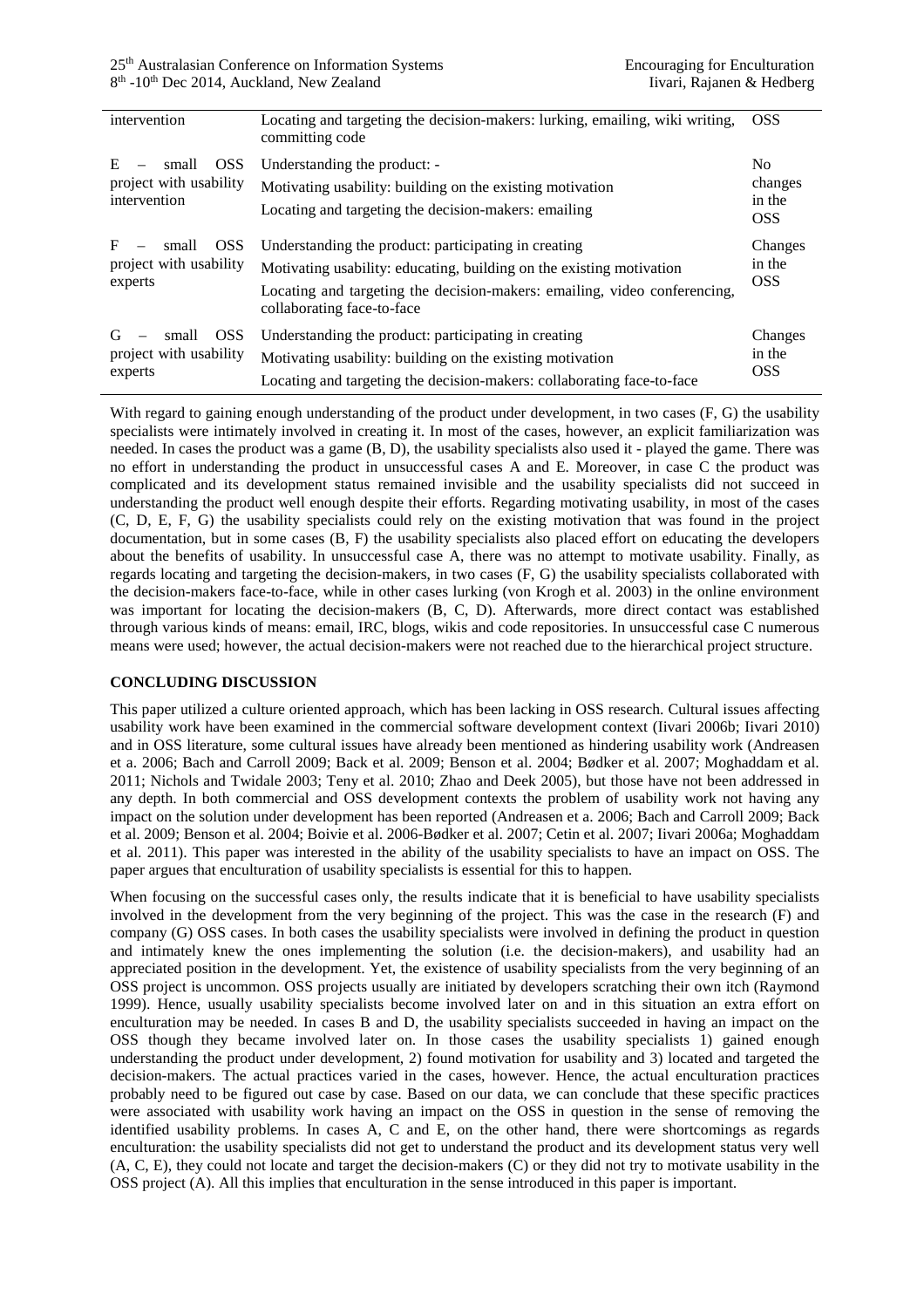| | | |
|---|---|---|
| intervention | Locating and targeting the decision-makers: lurking, emailing, wiki writing, committing code | OSS |
| E – small OSS project with usability intervention | Understanding the product: -<br>Motivating usability: building on the existing motivation<br>Locating and targeting the decision-makers: emailing | No changes in the OSS |
| F – small OSS project with usability experts | Understanding the product: participating in creating<br>Motivating usability: educating, building on the existing motivation<br>Locating and targeting the decision-makers: emailing, video conferencing, collaborating face-to-face | Changes in the OSS |
| G – small OSS project with usability experts | Understanding the product: participating in creating<br>Motivating usability: building on the existing motivation<br>Locating and targeting the decision-makers: collaborating face-to-face | Changes in the OSS |

With regard to gaining enough understanding of the product under development, in two cases (F, G) the usability specialists were intimately involved in creating it. In most of the cases, however, an explicit familiarization was needed. In cases the product was a game (B, D), the usability specialists also used it - played the game. There was no effort in understanding the product in unsuccessful cases A and E. Moreover, in case C the product was complicated and its development status remained invisible and the usability specialists did not succeed in understanding the product well enough despite their efforts. Regarding motivating usability, in most of the cases (C, D, E, F, G) the usability specialists could rely on the existing motivation that was found in the project documentation, but in some cases (B, F) the usability specialists also placed effort on educating the developers about the benefits of usability. In unsuccessful case A, there was no attempt to motivate usability. Finally, as regards locating and targeting the decision-makers, in two cases (F, G) the usability specialists collaborated with the decision-makers face-to-face, while in other cases lurking (von Krogh et al. 2003) in the online environment was important for locating the decision-makers (B, C, D). Afterwards, more direct contact was established through various kinds of means: email, IRC, blogs, wikis and code repositories. In unsuccessful case C numerous means were used; however, the actual decision-makers were not reached due to the hierarchical project structure.

## CONCLUDING DISCUSSION

This paper utilized a culture oriented approach, which has been lacking in OSS research. Cultural issues affecting usability work have been examined in the commercial software development context (Iivari 2006b; Iivari 2010) and in OSS literature, some cultural issues have already been mentioned as hindering usability work (Andreasen et a. 2006; Bach and Carroll 2009; Back et al. 2009; Benson et al. 2004; Bødker et al. 2007; Moghaddam et al. 2011; Nichols and Twidale 2003; Teny et al. 2010; Zhao and Deek 2005), but those have not been addressed in any depth. In both commercial and OSS development contexts the problem of usability work not having any impact on the solution under development has been reported (Andreasen et a. 2006; Bach and Carroll 2009; Back et al. 2009; Benson et al. 2004; Boivie et al. 2006-Bødker et al. 2007; Cetin et al. 2007; Iivari 2006a; Moghaddam et al. 2011). This paper was interested in the ability of the usability specialists to have an impact on OSS. The paper argues that enculturation of usability specialists is essential for this to happen.

When focusing on the successful cases only, the results indicate that it is beneficial to have usability specialists involved in the development from the very beginning of the project. This was the case in the research (F) and company (G) OSS cases. In both cases the usability specialists were involved in defining the product in question and intimately knew the ones implementing the solution (i.e. the decision-makers), and usability had an appreciated position in the development. Yet, the existence of usability specialists from the very beginning of an OSS project is uncommon. OSS projects usually are initiated by developers scratching their own itch (Raymond 1999). Hence, usually usability specialists become involved later on and in this situation an extra effort on enculturation may be needed. In cases B and D, the usability specialists succeeded in having an impact on the OSS though they became involved later on. In those cases the usability specialists 1) gained enough understanding the product under development, 2) found motivation for usability and 3) located and targeted the decision-makers. The actual practices varied in the cases, however. Hence, the actual enculturation practices probably need to be figured out case by case. Based on our data, we can conclude that these specific practices were associated with usability work having an impact on the OSS in question in the sense of removing the identified usability problems. In cases A, C and E, on the other hand, there were shortcomings as regards enculturation: the usability specialists did not get to understand the product and its development status very well (A, C, E), they could not locate and target the decision-makers (C) or they did not try to motivate usability in the OSS project (A). All this implies that enculturation in the sense introduced in this paper is important.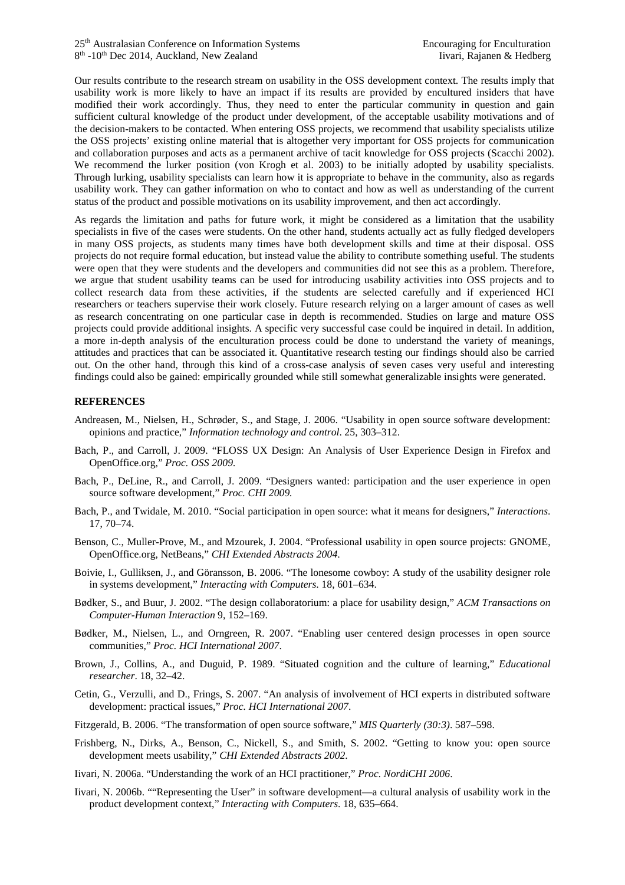Our results contribute to the research stream on usability in the OSS development context. The results imply that usability work is more likely to have an impact if its results are provided by encultured insiders that have modified their work accordingly. Thus, they need to enter the particular community in question and gain sufficient cultural knowledge of the product under development, of the acceptable usability motivations and of the decision-makers to be contacted. When entering OSS projects, we recommend that usability specialists utilize the OSS projects' existing online material that is altogether very important for OSS projects for communication and collaboration purposes and acts as a permanent archive of tacit knowledge for OSS projects (Scacchi 2002). We recommend the lurker position (von Krogh et al. 2003) to be initially adopted by usability specialists. Through lurking, usability specialists can learn how it is appropriate to behave in the community, also as regards usability work. They can gather information on who to contact and how as well as understanding of the current status of the product and possible motivations on its usability improvement, and then act accordingly.

As regards the limitation and paths for future work, it might be considered as a limitation that the usability specialists in five of the cases were students. On the other hand, students actually act as fully fledged developers in many OSS projects, as students many times have both development skills and time at their disposal. OSS projects do not require formal education, but instead value the ability to contribute something useful. The students were open that they were students and the developers and communities did not see this as a problem. Therefore, we argue that student usability teams can be used for introducing usability activities into OSS projects and to collect research data from these activities, if the students are selected carefully and if experienced HCI researchers or teachers supervise their work closely. Future research relying on a larger amount of cases as well as research concentrating on one particular case in depth is recommended. Studies on large and mature OSS projects could provide additional insights. A specific very successful case could be inquired in detail. In addition, a more in-depth analysis of the enculturation process could be done to understand the variety of meanings, attitudes and practices that can be associated it. Quantitative research testing our findings should also be carried out. On the other hand, through this kind of a cross-case analysis of seven cases very useful and interesting findings could also be gained: empirically grounded while still somewhat generalizable insights were generated.

## REFERENCES

Andreasen, M., Nielsen, H., Schrøder, S., and Stage, J. 2006. "Usability in open source software development: opinions and practice," *Information technology and control*. 25, 303–312.

Bach, P., and Carroll, J. 2009. "FLOSS UX Design: An Analysis of User Experience Design in Firefox and OpenOffice.org," *Proc. OSS 2009.*

Bach, P., DeLine, R., and Carroll, J. 2009. "Designers wanted: participation and the user experience in open source software development," *Proc. CHI 2009.*

Bach, P., and Twidale, M. 2010. "Social participation in open source: what it means for designers," *Interactions*. 17, 70–74.

Benson, C., Muller-Prove, M., and Mzourek, J. 2004. "Professional usability in open source projects: GNOME, OpenOffice.org, NetBeans," *CHI Extended Abstracts 2004*.

Boivie, I., Gulliksen, J., and Göransson, B. 2006. "The lonesome cowboy: A study of the usability designer role in systems development," *Interacting with Computers*. 18, 601–634.

Bødker, S., and Buur, J. 2002. "The design collaboratorium: a place for usability design," *ACM Transactions on Computer-Human Interaction* 9, 152–169.

Bødker, M., Nielsen, L., and Orngreen, R. 2007. "Enabling user centered design processes in open source communities," *Proc. HCI International 2007*.

Brown, J., Collins, A., and Duguid, P. 1989. "Situated cognition and the culture of learning," *Educational researcher*. 18, 32–42.

Cetin, G., Verzulli, and D., Frings, S. 2007. "An analysis of involvement of HCI experts in distributed software development: practical issues," *Proc. HCI International 2007*.

Fitzgerald, B. 2006. "The transformation of open source software," *MIS Quarterly (30:3)*. 587–598.

Frishberg, N., Dirks, A., Benson, C., Nickell, S., and Smith, S. 2002. "Getting to know you: open source development meets usability," *CHI Extended Abstracts 2002.*

Iivari, N. 2006a. "Understanding the work of an HCI practitioner," *Proc. NordiCHI 2006*.

Iivari, N. 2006b. ""Representing the User" in software development—a cultural analysis of usability work in the product development context," *Interacting with Computers*. 18, 635–664.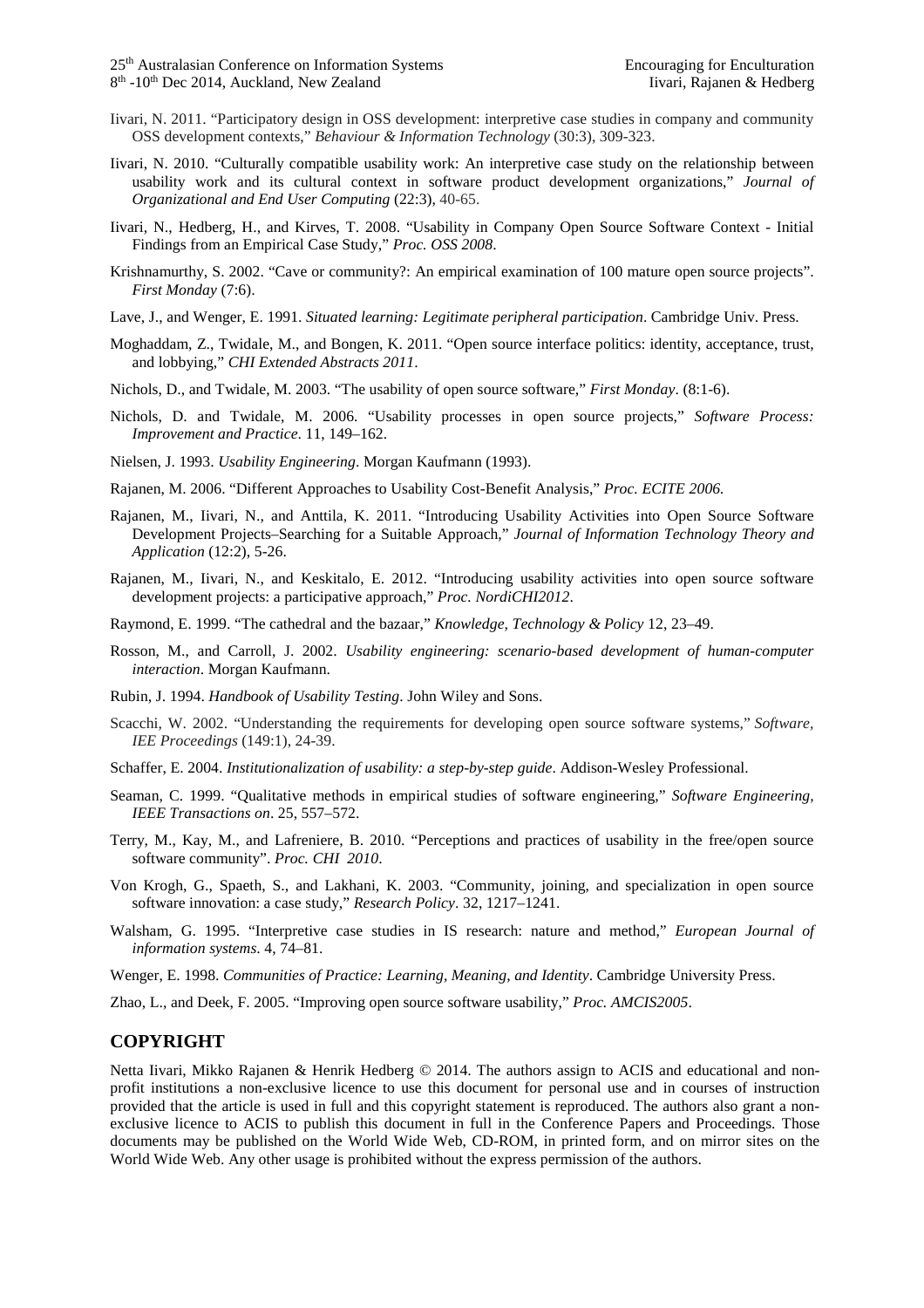Iivari, N. 2011. "Participatory design in OSS development: interpretive case studies in company and community OSS development contexts," *Behaviour & Information Technology* (30:3), 309-323.

Iivari, N. 2010. "Culturally compatible usability work: An interpretive case study on the relationship between usability work and its cultural context in software product development organizations," *Journal of Organizational and End User Computing* (22:3), 40-65.

Iivari, N., Hedberg, H., and Kirves, T. 2008. "Usability in Company Open Source Software Context - Initial Findings from an Empirical Case Study," *Proc. OSS 2008*.

Krishnamurthy, S. 2002. "Cave or community?: An empirical examination of 100 mature open source projects". *First Monday* (7:6).

Lave, J., and Wenger, E. 1991. *Situated learning: Legitimate peripheral participation*. Cambridge Univ. Press.

Moghaddam, Z., Twidale, M., and Bongen, K. 2011. "Open source interface politics: identity, acceptance, trust, and lobbying," *CHI Extended Abstracts 2011*.

Nichols, D., and Twidale, M. 2003. "The usability of open source software," *First Monday*. (8:1-6).

Nichols, D. and Twidale, M. 2006. "Usability processes in open source projects," *Software Process: Improvement and Practice*. 11, 149–162.

Nielsen, J. 1993. *Usability Engineering*. Morgan Kaufmann (1993).

Rajanen, M. 2006. "Different Approaches to Usability Cost-Benefit Analysis," *Proc. ECITE 2006*.

Rajanen, M., Iivari, N., and Anttila, K. 2011. "Introducing Usability Activities into Open Source Software Development Projects–Searching for a Suitable Approach," *Journal of Information Technology Theory and Application* (12:2), 5-26.

Rajanen, M., Iivari, N., and Keskitalo, E. 2012. "Introducing usability activities into open source software development projects: a participative approach," *Proc. NordiCHI2012*.

Raymond, E. 1999. "The cathedral and the bazaar," *Knowledge, Technology & Policy* 12, 23–49.

Rosson, M., and Carroll, J. 2002. *Usability engineering: scenario-based development of human-computer interaction*. Morgan Kaufmann.

Rubin, J. 1994. *Handbook of Usability Testing*. John Wiley and Sons.

Scacchi, W. 2002. "Understanding the requirements for developing open source software systems," *Software, IEE Proceedings* (149:1), 24-39.

Schaffer, E. 2004. *Institutionalization of usability: a step-by-step guide*. Addison-Wesley Professional.

Seaman, C. 1999. "Qualitative methods in empirical studies of software engineering," *Software Engineering, IEEE Transactions on*. 25, 557–572.

Terry, M., Kay, M., and Lafreniere, B. 2010. "Perceptions and practices of usability in the free/open source software community". *Proc. CHI 2010*.

Von Krogh, G., Spaeth, S., and Lakhani, K. 2003. "Community, joining, and specialization in open source software innovation: a case study," *Research Policy*. 32, 1217–1241.

Walsham, G. 1995. "Interpretive case studies in IS research: nature and method," *European Journal of information systems*. 4, 74–81.

Wenger, E. 1998. *Communities of Practice: Learning, Meaning, and Identity*. Cambridge University Press.

Zhao, L., and Deek, F. 2005. "Improving open source software usability," *Proc. AMCIS2005*.

## COPYRIGHT

Netta Iivari, Mikko Rajanen & Henrik Hedberg © 2014. The authors assign to ACIS and educational and non-profit institutions a non-exclusive licence to use this document for personal use and in courses of instruction provided that the article is used in full and this copyright statement is reproduced. The authors also grant a non-exclusive licence to ACIS to publish this document in full in the Conference Papers and Proceedings. Those documents may be published on the World Wide Web, CD-ROM, in printed form, and on mirror sites on the World Wide Web. Any other usage is prohibited without the express permission of the authors.